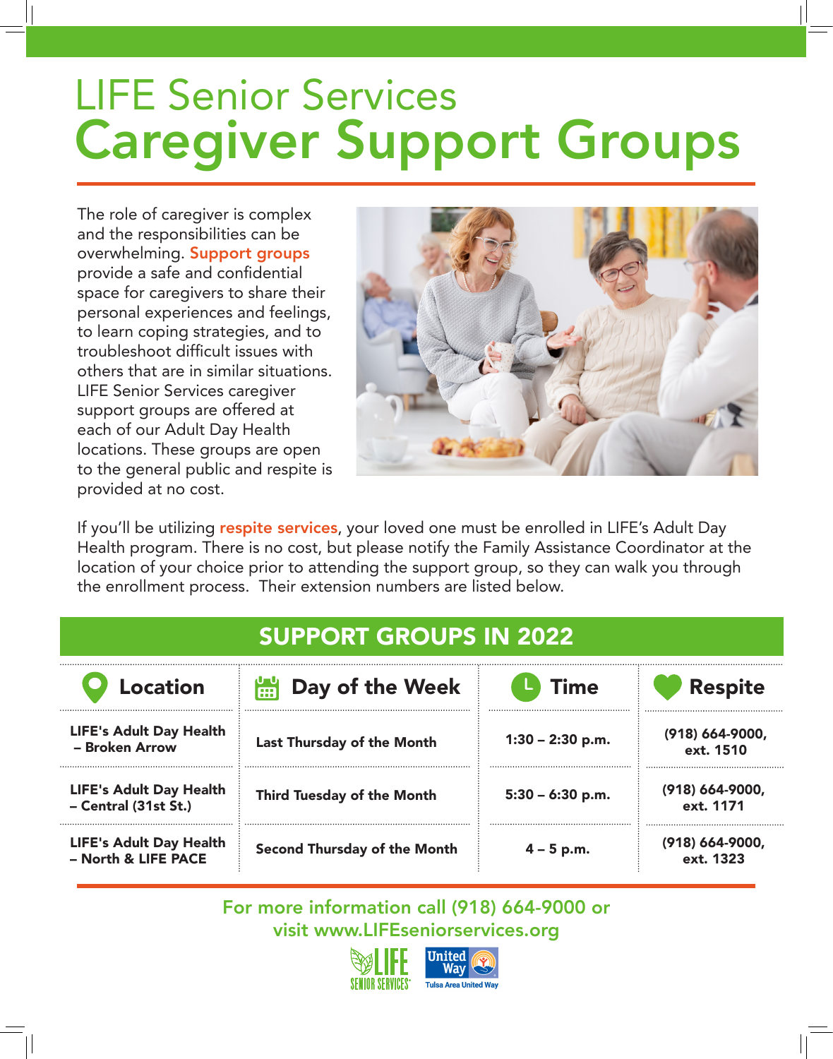# LIFE Senior Services
# Caregiver Support Groups

The role of caregiver is complex and the responsibilities can be overwhelming. Support groups provide a safe and confidential space for caregivers to share their personal experiences and feelings, to learn coping strategies, and to troubleshoot difficult issues with others that are in similar situations. LIFE Senior Services caregiver support groups are offered at each of our Adult Day Health locations. These groups are open to the general public and respite is provided at no cost.

If you'll be utilizing respite services, your loved one must be enrolled in LIFE's Adult Day Health program. There is no cost, but please notify the Family Assistance Coordinator at the location of your choice prior to attending the support group, so they can walk you through the enrollment process. Their extension numbers are listed below.

## SUPPORT GROUPS IN 2022

| Location | Day of the Week | Time | Respite |
|---|---|---|---|
| **LIFE's Adult Day Health – Broken Arrow** | **Last Thursday of the Month** | **1:30 – 2:30 p.m.** | **(918) 664-9000, ext. 1510** |
| **LIFE's Adult Day Health – Central (31st St.)** | **Third Tuesday of the Month** | **5:30 – 6:30 p.m.** | **(918) 664-9000, ext. 1171** |
| **LIFE's Adult Day Health – North & LIFE PACE** | **Second Thursday of the Month** | **4 – 5 p.m.** | **(918) 664-9000, ext. 1323** |

For more information call (918) 664-9000 or visit www.LIFEseniorservices.org

LIFE SENIOR SERVICES · United Way · Tulsa Area United Way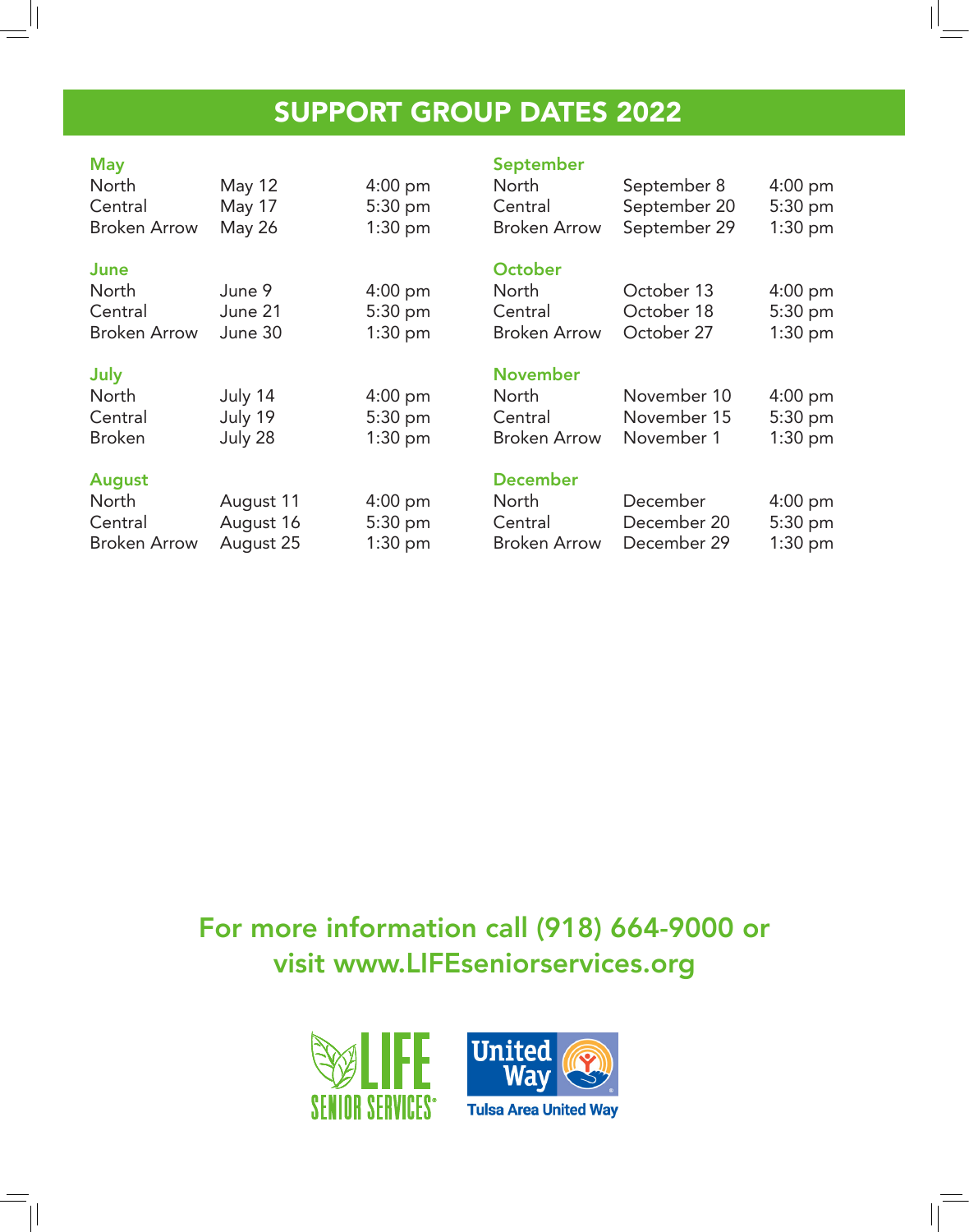# SUPPORT GROUP DATES 2022

**May**

| | | |
|---|---|---|
| North | May 12 | 4:00 pm |
| Central | May 17 | 5:30 pm |
| Broken Arrow | May 26 | 1:30 pm |

**June**

| | | |
|---|---|---|
| North | June 9 | 4:00 pm |
| Central | June 21 | 5:30 pm |
| Broken Arrow | June 30 | 1:30 pm |

**July**

| | | |
|---|---|---|
| North | July 14 | 4:00 pm |
| Central | July 19 | 5:30 pm |
| Broken | July 28 | 1:30 pm |

**August**

| | | |
|---|---|---|
| North | August 11 | 4:00 pm |
| Central | August 16 | 5:30 pm |
| Broken Arrow | August 25 | 1:30 pm |

**September**

| | | |
|---|---|---|
| North | September 8 | 4:00 pm |
| Central | September 20 | 5:30 pm |
| Broken Arrow | September 29 | 1:30 pm |

**October**

| | | |
|---|---|---|
| North | October 13 | 4:00 pm |
| Central | October 18 | 5:30 pm |
| Broken Arrow | October 27 | 1:30 pm |

**November**

| | | |
|---|---|---|
| North | November 10 | 4:00 pm |
| Central | November 15 | 5:30 pm |
| Broken Arrow | November 1 | 1:30 pm |

**December**

| | | |
|---|---|---|
| North | December | 4:00 pm |
| Central | December 20 | 5:30 pm |
| Broken Arrow | December 29 | 1:30 pm |

**For more information call (918) 664-9000 or visit www.LIFEseniorservices.org**

LIFE SENIOR SERVICES®

United Way

Tulsa Area United Way